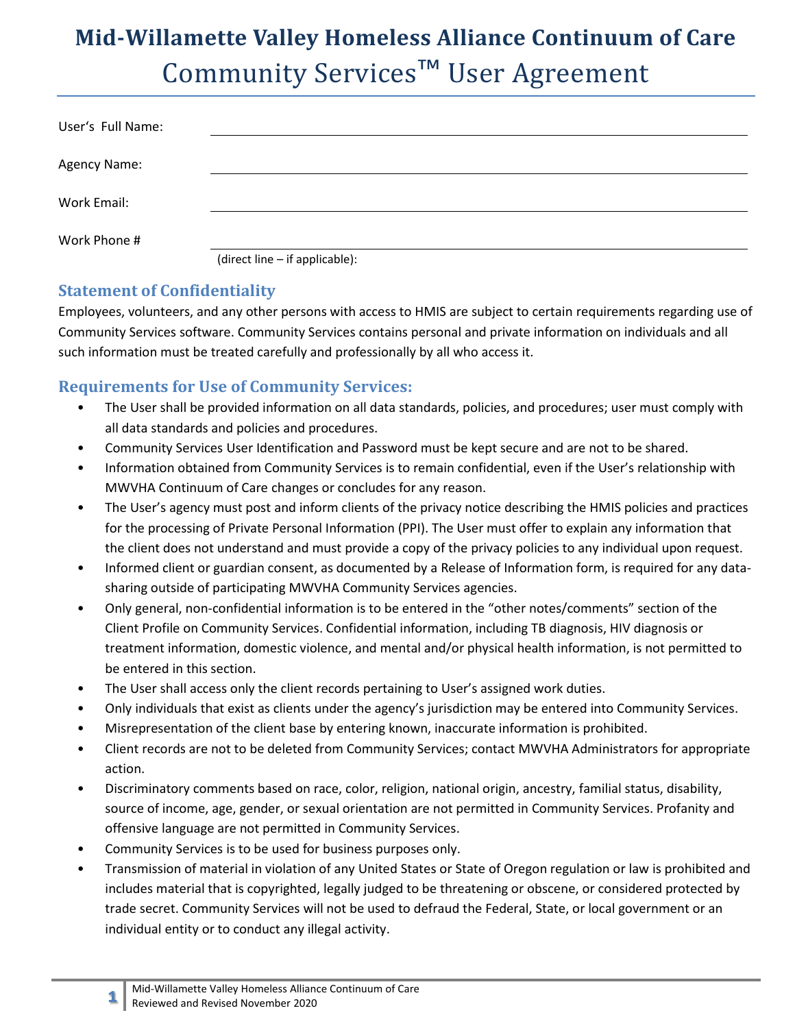# Mid-Willamette Valley Homeless Alliance Continuum of Care

# Community Services™ User Agreement

User's Full Name: ______________________________

Agency Name: ______________________________

Work Email: ______________________________

Work Phone # (direct line – if applicable): ______________________________

## Statement of Confidentiality

Employees, volunteers, and any other persons with access to HMIS are subject to certain requirements regarding use of Community Services software. Community Services contains personal and private information on individuals and all such information must be treated carefully and professionally by all who access it.

## Requirements for Use of Community Services:

- The User shall be provided information on all data standards, policies, and procedures; user must comply with all data standards and policies and procedures.
- Community Services User Identification and Password must be kept secure and are not to be shared.
- Information obtained from Community Services is to remain confidential, even if the User's relationship with MWVHA Continuum of Care changes or concludes for any reason.
- The User's agency must post and inform clients of the privacy notice describing the HMIS policies and practices for the processing of Private Personal Information (PPI). The User must offer to explain any information that the client does not understand and must provide a copy of the privacy policies to any individual upon request.
- Informed client or guardian consent, as documented by a Release of Information form, is required for any data-sharing outside of participating MWVHA Community Services agencies.
- Only general, non-confidential information is to be entered in the "other notes/comments" section of the Client Profile on Community Services. Confidential information, including TB diagnosis, HIV diagnosis or treatment information, domestic violence, and mental and/or physical health information, is not permitted to be entered in this section.
- The User shall access only the client records pertaining to User's assigned work duties.
- Only individuals that exist as clients under the agency's jurisdiction may be entered into Community Services.
- Misrepresentation of the client base by entering known, inaccurate information is prohibited.
- Client records are not to be deleted from Community Services; contact MWVHA Administrators for appropriate action.
- Discriminatory comments based on race, color, religion, national origin, ancestry, familial status, disability, source of income, age, gender, or sexual orientation are not permitted in Community Services. Profanity and offensive language are not permitted in Community Services.
- Community Services is to be used for business purposes only.
- Transmission of material in violation of any United States or State of Oregon regulation or law is prohibited and includes material that is copyrighted, legally judged to be threatening or obscene, or considered protected by trade secret. Community Services will not be used to defraud the Federal, State, or local government or an individual entity or to conduct any illegal activity.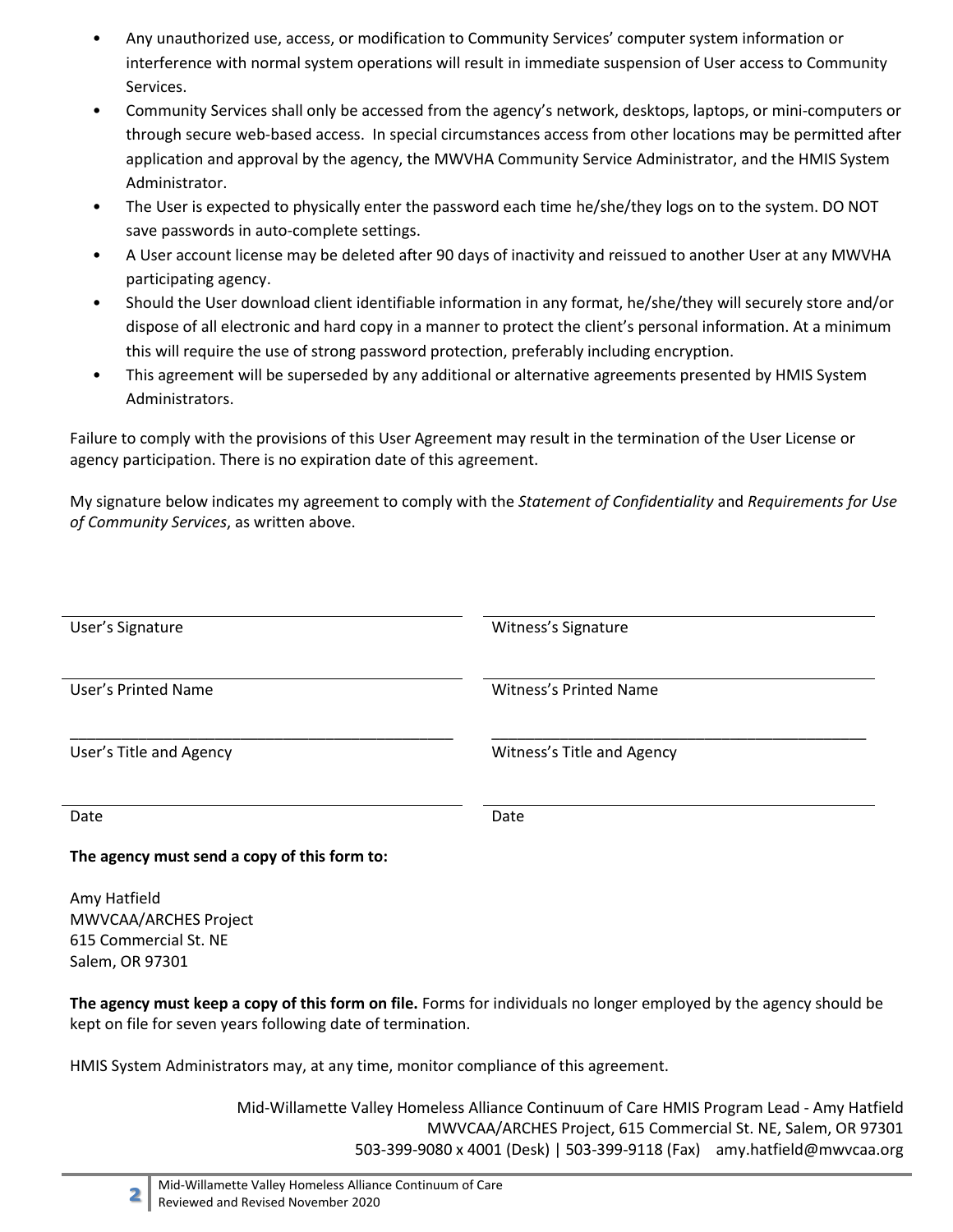- Any unauthorized use, access, or modification to Community Services' computer system information or interference with normal system operations will result in immediate suspension of User access to Community Services.
- Community Services shall only be accessed from the agency's network, desktops, laptops, or mini-computers or through secure web-based access. In special circumstances access from other locations may be permitted after application and approval by the agency, the MWVHA Community Service Administrator, and the HMIS System Administrator.
- The User is expected to physically enter the password each time he/she/they logs on to the system. DO NOT save passwords in auto-complete settings.
- A User account license may be deleted after 90 days of inactivity and reissued to another User at any MWVHA participating agency.
- Should the User download client identifiable information in any format, he/she/they will securely store and/or dispose of all electronic and hard copy in a manner to protect the client's personal information. At a minimum this will require the use of strong password protection, preferably including encryption.
- This agreement will be superseded by any additional or alternative agreements presented by HMIS System Administrators.

Failure to comply with the provisions of this User Agreement may result in the termination of the User License or agency participation. There is no expiration date of this agreement.

My signature below indicates my agreement to comply with the *Statement of Confidentiality* and *Requirements for Use of Community Services*, as written above.

| | |
|---|---|
| User's Signature | Witness's Signature |
| User's Printed Name | Witness's Printed Name |
| User's Title and Agency | Witness's Title and Agency |
| Date | Date |

**The agency must send a copy of this form to:**

Amy Hatfield
MWVCAA/ARCHES Project
615 Commercial St. NE
Salem, OR 97301

**The agency must keep a copy of this form on file.** Forms for individuals no longer employed by the agency should be kept on file for seven years following date of termination.

HMIS System Administrators may, at any time, monitor compliance of this agreement.

Mid-Willamette Valley Homeless Alliance Continuum of Care HMIS Program Lead - Amy Hatfield
MWVCAA/ARCHES Project, 615 Commercial St. NE, Salem, OR 97301
503-399-9080 x 4001 (Desk) | 503-399-9118 (Fax) amy.hatfield@mwvcaa.org